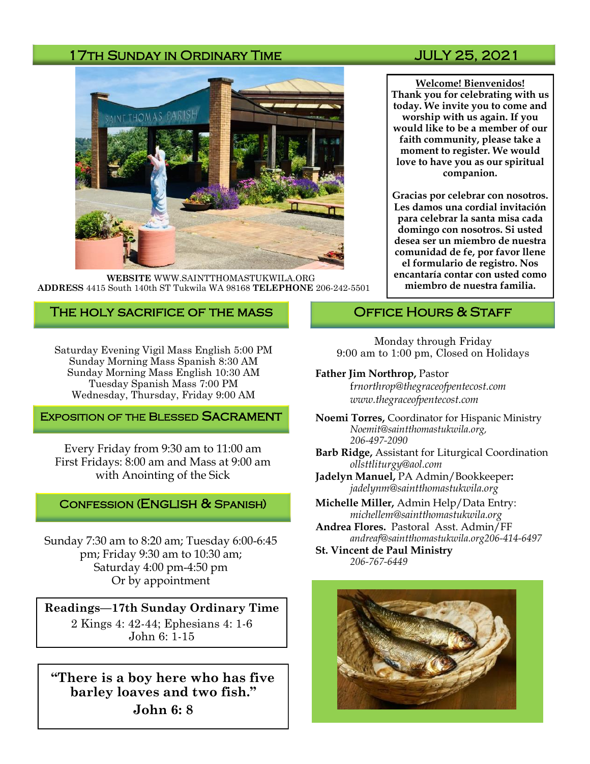# 17th Sunday in Ordinary Time — JULY 25, 2021

**WEBSITE** WWW.SAINTTHOMASTUKWILA.ORG
**ADDRESS** 4415 South 140th ST Tukwila WA 98168 **TELEPHONE** 206-242-5501

**Welcome! Bienvenidos!**
**Thank you for celebrating with us today. We invite you to come and worship with us again. If you would like to be a member of our faith community, please take a moment to register. We would love to have you as our spiritual companion.**

**Gracias por celebrar con nosotros. Les damos una cordial invitación para celebrar la santa misa cada domingo con nosotros. Si usted desea ser un miembro de nuestra comunidad de fe, por favor llene el formulario de registro. Nos encantaría contar con usted como miembro de nuestra familia.**

## The holy sacrifice of the mass

Saturday Evening Vigil Mass English 5:00 PM
Sunday Morning Mass Spanish 8:30 AM
Sunday Morning Mass English 10:30 AM
Tuesday Spanish Mass 7:00 PM
Wednesday, Thursday, Friday 9:00 AM

## Exposition of the Blessed Sacrament

Every Friday from 9:30 am to 11:00 am
First Fridays: 8:00 am and Mass at 9:00 am with Anointing of the Sick

## Confession (English & Spanish)

Sunday 7:30 am to 8:20 am; Tuesday 6:00-6:45 pm; Friday 9:30 am to 10:30 am; Saturday 4:00 pm-4:50 pm
Or by appointment

**Readings—17th Sunday Ordinary Time**
2 Kings 4: 42-44; Ephesians 4: 1-6
John 6: 1-15

**"There is a boy here who has five barley loaves and two fish."**
**John 6: 8**

## Office Hours & Staff

Monday through Friday
9:00 am to 1:00 pm, Closed on Holidays

**Father Jim Northrop,** Pastor
*frnorthrop@thegraceofpentecost.com*
*www.thegraceofpentecost.com*

**Noemi Torres,** Coordinator for Hispanic Ministry
*Noemit@saintthomastukwila.org, 206-497-2090*

**Barb Ridge,** Assistant for Liturgical Coordination
*ollsttliturgy@aol.com*

**Jadelyn Manuel,** PA Admin/Bookkeeper**:**
*jadelynm@saintthomastukwila.org*

**Michelle Miller,** Admin Help/Data Entry:
*michellem@saintthomastukwila.org*

**Andrea Flores.** Pastoral Asst. Admin/FF
*andreaf@saintthomastukwila.org206-414-6497*

**St. Vincent de Paul Ministry**
*206-767-6449*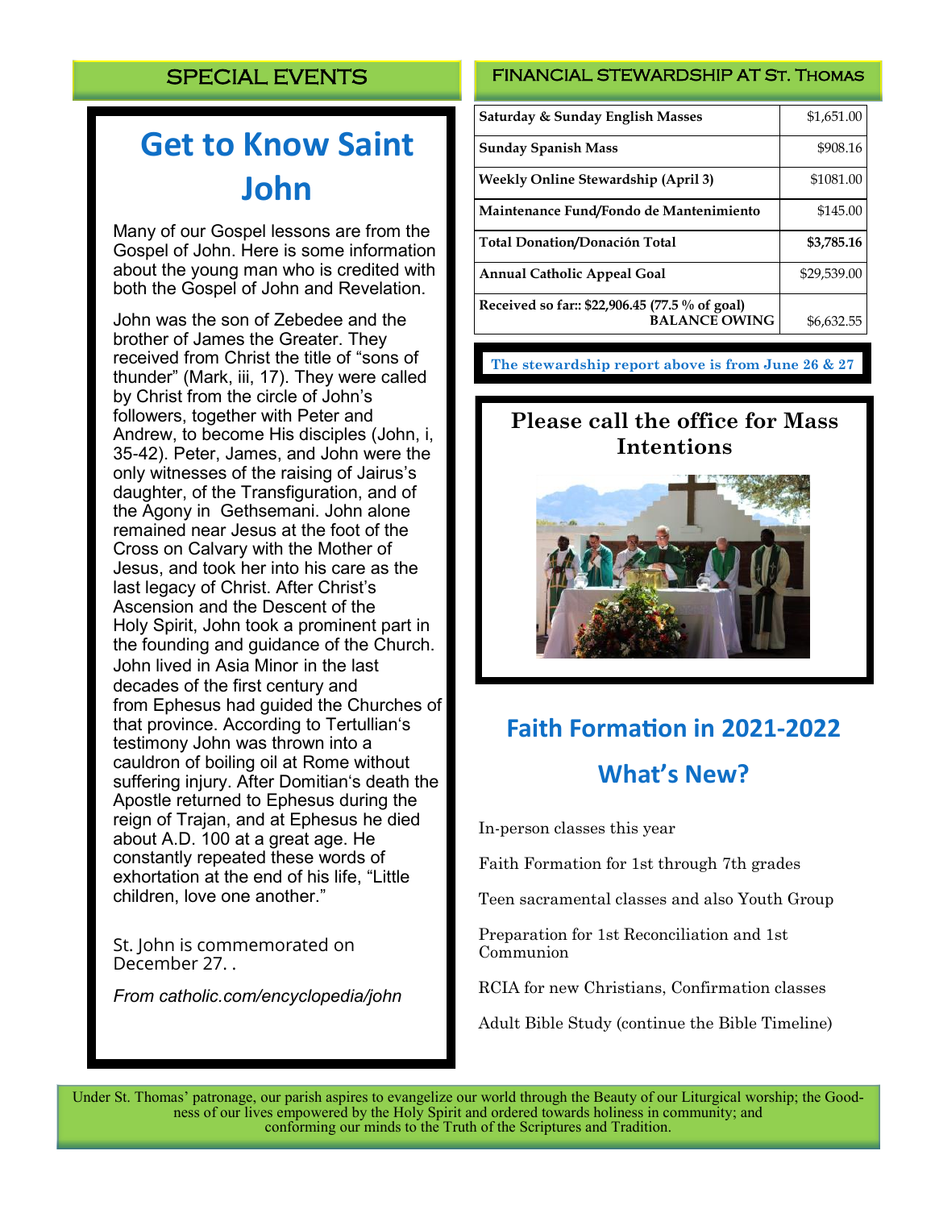## SPECIAL EVENTS

# Get to Know Saint John

Many of our Gospel lessons are from the Gospel of John. Here is some information about the young man who is credited with both the Gospel of John and Revelation.

John was the son of Zebedee and the brother of James the Greater. They received from Christ the title of "sons of thunder" (Mark, iii, 17). They were called by Christ from the circle of John's followers, together with Peter and Andrew, to become His disciples (John, i, 35-42). Peter, James, and John were the only witnesses of the raising of Jairus's daughter, of the Transfiguration, and of the Agony in Gethsemani. John alone remained near Jesus at the foot of the Cross on Calvary with the Mother of Jesus, and took her into his care as the last legacy of Christ. After Christ's Ascension and the Descent of the Holy Spirit, John took a prominent part in the founding and guidance of the Church. John lived in Asia Minor in the last decades of the first century and from Ephesus had guided the Churches of that province. According to Tertullian's testimony John was thrown into a cauldron of boiling oil at Rome without suffering injury. After Domitian's death the Apostle returned to Ephesus during the reign of Trajan, and at Ephesus he died about A.D. 100 at a great age. He constantly repeated these words of exhortation at the end of his life, "Little children, love one another."

St. John is commemorated on December 27. .

*From catholic.com/encyclopedia/john*

## FINANCIAL STEWARDSHIP AT ST. THOMAS

| | |
|---|---|
| **Saturday & Sunday English Masses** | $1,651.00 |
| **Sunday Spanish Mass** | $908.16 |
| **Weekly Online Stewardship (April 3)** | $1081.00 |
| **Maintenance Fund/Fondo de Mantenimiento** | $145.00 |
| **Total Donation/Donación Total** | **$3,785.16** |
| **Annual Catholic Appeal Goal** | $29,539.00 |
| **Received so far:: $22,906.45 (77.5 % of goal) BALANCE OWING** | $6,632.55 |

**The stewardship report above is from June 26 & 27**

**Please call the office for Mass Intentions**

## Faith Formation in 2021-2022

## What's New?

In-person classes this year

Faith Formation for 1st through 7th grades

Teen sacramental classes and also Youth Group

Preparation for 1st Reconciliation and 1st Communion

RCIA for new Christians, Confirmation classes

Adult Bible Study (continue the Bible Timeline)

Under St. Thomas' patronage, our parish aspires to evangelize our world through the Beauty of our Liturgical worship; the Goodness of our lives empowered by the Holy Spirit and ordered towards holiness in community; and conforming our minds to the Truth of the Scriptures and Tradition.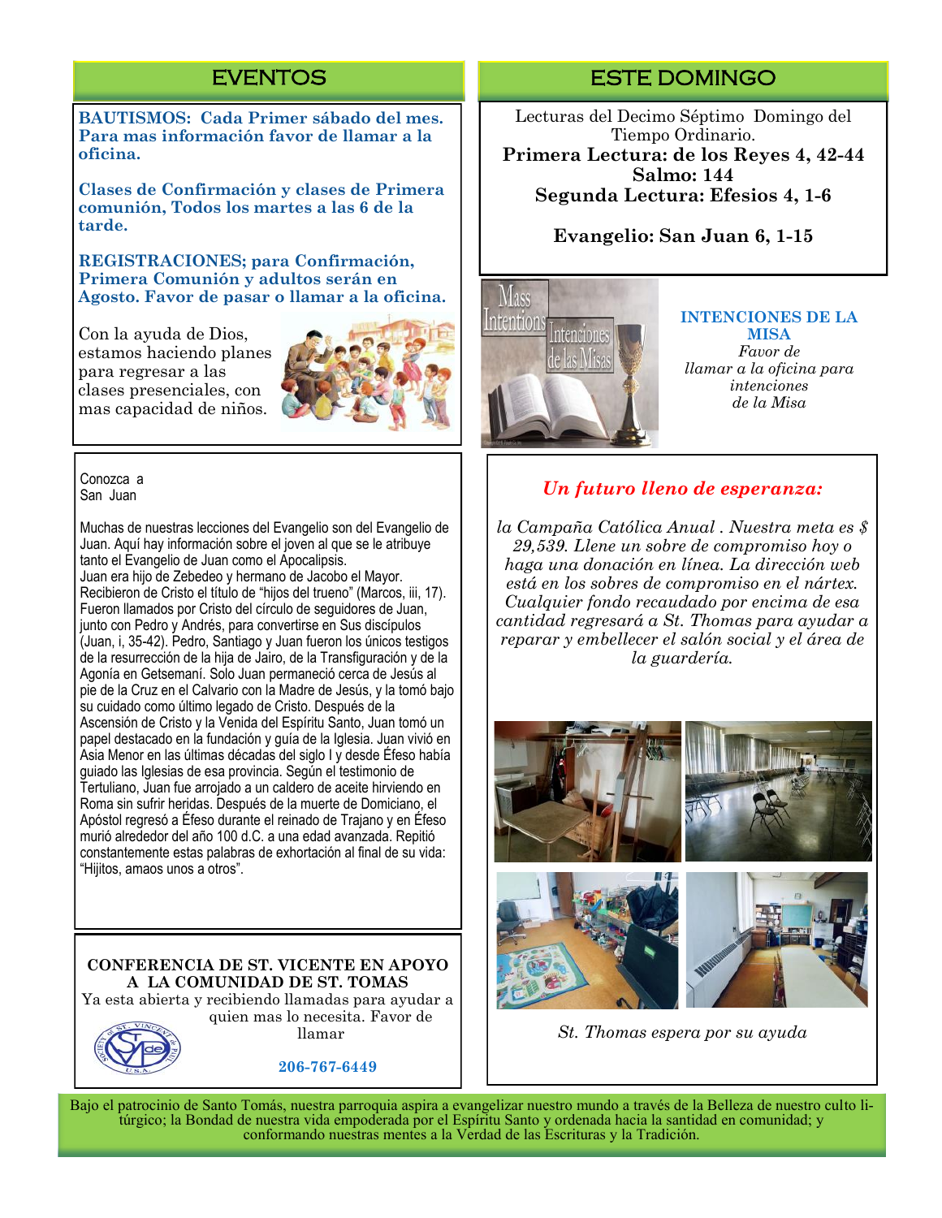## EVENTOS

**BAUTISMOS: Cada Primer sábado del mes. Para mas información favor de llamar a la oficina.**

**Clases de Confirmación y clases de Primera comunión, Todos los martes a las 6 de la tarde.**

**REGISTRACIONES; para Confirmación, Primera Comunión y adultos serán en Agosto. Favor de pasar o llamar a la oficina.**

Con la ayuda de Dios, estamos haciendo planes para regresar a las clases presenciales, con mas capacidad de niños.

Conozca a San Juan

Muchas de nuestras lecciones del Evangelio son del Evangelio de Juan. Aquí hay información sobre el joven al que se le atribuye tanto el Evangelio de Juan como el Apocalipsis.
Juan era hijo de Zebedeo y hermano de Jacobo el Mayor. Recibieron de Cristo el título de "hijos del trueno" (Marcos, iii, 17). Fueron llamados por Cristo del círculo de seguidores de Juan, junto con Pedro y Andrés, para convertirse en Sus discípulos (Juan, i, 35-42). Pedro, Santiago y Juan fueron los únicos testigos de la resurrección de la hija de Jairo, de la Transfiguración y de la Agonía en Getsemaní. Solo Juan permaneció cerca de Jesús al pie de la Cruz en el Calvario con la Madre de Jesús, y la tomó bajo su cuidado como último legado de Cristo. Después de la Ascensión de Cristo y la Venida del Espíritu Santo, Juan tomó un papel destacado en la fundación y guía de la Iglesia. Juan vivió en Asia Menor en las últimas décadas del siglo I y desde Éfeso había guiado las Iglesias de esa provincia. Según el testimonio de Tertuliano, Juan fue arrojado a un caldero de aceite hirviendo en Roma sin sufrir heridas. Después de la muerte de Domiciano, el Apóstol regresó a Éfeso durante el reinado de Trajano y en Éfeso murió alrededor del año 100 d.C. a una edad avanzada. Repitió constantemente estas palabras de exhortación al final de su vida: "Hijitos, amaos unos a otros".

**CONFERENCIA DE ST. VICENTE EN APOYO A LA COMUNIDAD DE ST. TOMAS**

Ya esta abierta y recibiendo llamadas para ayudar a quien mas lo necesita. Favor de llamar

**206-767-6449**

## ESTE DOMINGO

Lecturas del Decimo Séptimo Domingo del Tiempo Ordinario.

**Primera Lectura: de los Reyes 4, 42-44**
**Salmo: 144**
**Segunda Lectura: Efesios 4, 1-6**

**Evangelio: San Juan 6, 1-15**

**INTENCIONES DE LA MISA**

*Favor de llamar a la oficina para intenciones de la Misa*

***Un futuro lleno de esperanza:***

*la Campaña Católica Anual . Nuestra meta es $ 29,539. Llene un sobre de compromiso hoy o haga una donación en línea. La dirección web está en los sobres de compromiso en el nártex. Cualquier fondo recaudado por encima de esa cantidad regresará a St. Thomas para ayudar a reparar y embellecer el salón social y el área de la guardería.*

*St. Thomas espera por su ayuda*

Bajo el patrocinio de Santo Tomás, nuestra parroquia aspira a evangelizar nuestro mundo a través de la Belleza de nuestro culto litúrgico; la Bondad de nuestra vida empoderada por el Espíritu Santo y ordenada hacia la santidad en comunidad; y conformando nuestras mentes a la Verdad de las Escrituras y la Tradición.